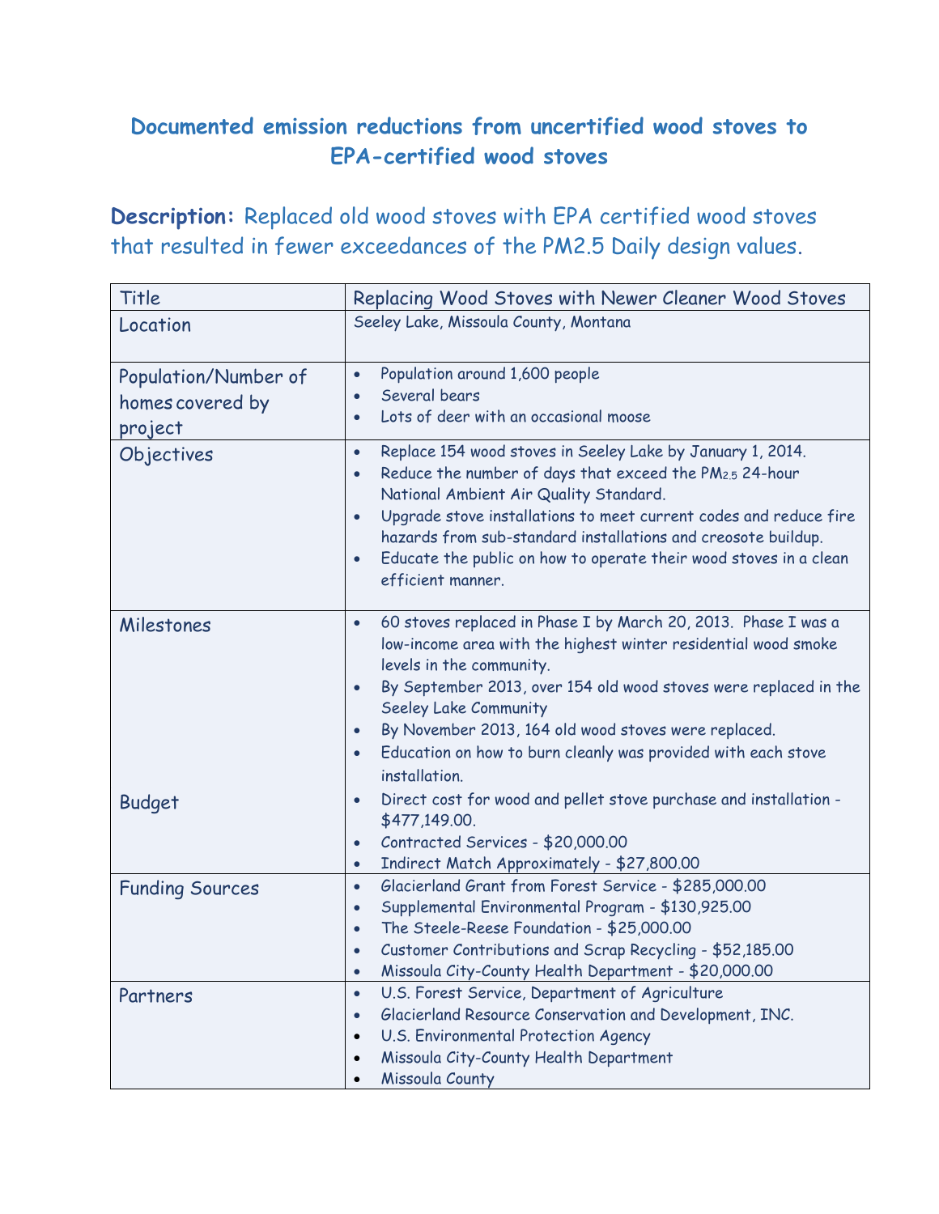# Documented emission reductions from uncertified wood stoves to EPA-certified wood stoves

**Description:** Replaced old wood stoves with EPA certified wood stoves that resulted in fewer exceedances of the PM2.5 Daily design values.

| Title | Replacing Wood Stoves with Newer Cleaner Wood Stoves |
|---|---|
| Location | Seeley Lake, Missoula County, Montana |
| Population/Number of homes covered by project | • Population around 1,600 people<br>• Several bears<br>• Lots of deer with an occasional moose |
| Objectives | • Replace 154 wood stoves in Seeley Lake by January 1, 2014.<br>• Reduce the number of days that exceed the $PM_{2.5}$ 24-hour National Ambient Air Quality Standard.<br>• Upgrade stove installations to meet current codes and reduce fire hazards from sub-standard installations and creosote buildup.<br>• Educate the public on how to operate their wood stoves in a clean efficient manner. |
| Milestones | • 60 stoves replaced in Phase I by March 20, 2013. Phase I was a low-income area with the highest winter residential wood smoke levels in the community.<br>• By September 2013, over 154 old wood stoves were replaced in the Seeley Lake Community<br>• By November 2013, 164 old wood stoves were replaced.<br>• Education on how to burn cleanly was provided with each stove installation. |
| Budget | • Direct cost for wood and pellet stove purchase and installation - $477,149.00.<br>• Contracted Services - $20,000.00<br>• Indirect Match Approximately - $27,800.00 |
| Funding Sources | • Glacierland Grant from Forest Service - $285,000.00<br>• Supplemental Environmental Program - $130,925.00<br>• The Steele-Reese Foundation - $25,000.00<br>• Customer Contributions and Scrap Recycling - $52,185.00<br>• Missoula City-County Health Department - $20,000.00 |
| Partners | • U.S. Forest Service, Department of Agriculture<br>• Glacierland Resource Conservation and Development, INC.<br>• U.S. Environmental Protection Agency<br>• Missoula City-County Health Department<br>• Missoula County |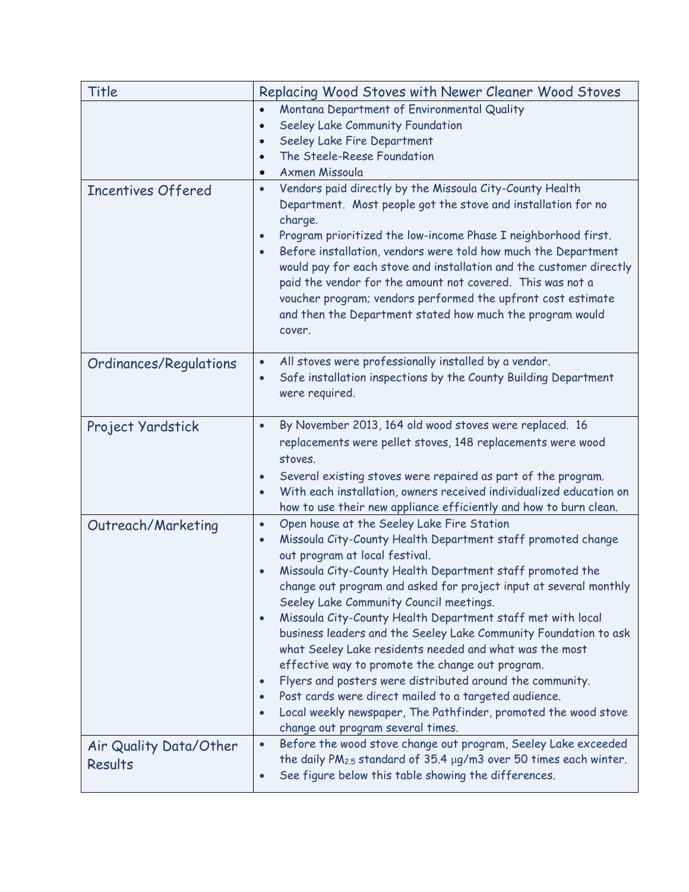| Title | Replacing Wood Stoves with Newer Cleaner Wood Stoves |
| --- | --- |
| | • Montana Department of Environmental Quality<br>• Seeley Lake Community Foundation<br>• Seeley Lake Fire Department<br>• The Steele-Reese Foundation<br>• Axmen Missoula |
| Incentives Offered | • Vendors paid directly by the Missoula City-County Health Department. Most people got the stove and installation for no charge.<br>• Program prioritized the low-income Phase I neighborhood first.<br>• Before installation, vendors were told how much the Department would pay for each stove and installation and the customer directly paid the vendor for the amount not covered. This was not a voucher program; vendors performed the upfront cost estimate and then the Department stated how much the program would cover. |
| Ordinances/Regulations | • All stoves were professionally installed by a vendor.<br>• Safe installation inspections by the County Building Department were required. |
| Project Yardstick | • By November 2013, 164 old wood stoves were replaced. 16 replacements were pellet stoves, 148 replacements were wood stoves.<br>• Several existing stoves were repaired as part of the program.<br>• With each installation, owners received individualized education on how to use their new appliance efficiently and how to burn clean. |
| Outreach/Marketing | • Open house at the Seeley Lake Fire Station<br>• Missoula City-County Health Department staff promoted change out program at local festival.<br>• Missoula City-County Health Department staff promoted the change out program and asked for project input at several monthly Seeley Lake Community Council meetings.<br>• Missoula City-County Health Department staff met with local business leaders and the Seeley Lake Community Foundation to ask what Seeley Lake residents needed and what was the most effective way to promote the change out program.<br>• Flyers and posters were distributed around the community.<br>• Post cards were direct mailed to a targeted audience.<br>• Local weekly newspaper, The Pathfinder, promoted the wood stove change out program several times. |
| Air Quality Data/Other Results | • Before the wood stove change out program, Seeley Lake exceeded the daily $PM_{2.5}$ standard of 35.4 µg/m3 over 50 times each winter.<br>• See figure below this table showing the differences. |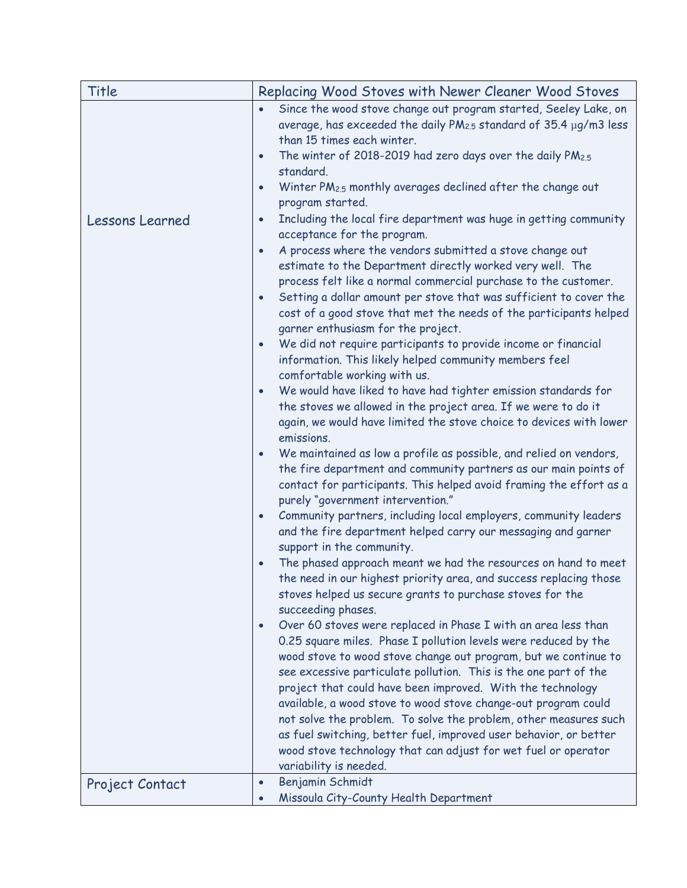| Title | Replacing Wood Stoves with Newer Cleaner Wood Stoves |
| --- | --- |
| Lessons Learned | • Since the wood stove change out program started, Seeley Lake, on average, has exceeded the daily $PM_{2.5}$ standard of 35.4 µg/m3 less than 15 times each winter.<br>• The winter of 2018-2019 had zero days over the daily $PM_{2.5}$ standard.<br>• Winter $PM_{2.5}$ monthly averages declined after the change out program started.<br>• Including the local fire department was huge in getting community acceptance for the program.<br>• A process where the vendors submitted a stove change out estimate to the Department directly worked very well. The process felt like a normal commercial purchase to the customer.<br>• Setting a dollar amount per stove that was sufficient to cover the cost of a good stove that met the needs of the participants helped garner enthusiasm for the project.<br>• We did not require participants to provide income or financial information. This likely helped community members feel comfortable working with us.<br>• We would have liked to have had tighter emission standards for the stoves we allowed in the project area. If we were to do it again, we would have limited the stove choice to devices with lower emissions.<br>• We maintained as low a profile as possible, and relied on vendors, the fire department and community partners as our main points of contact for participants. This helped avoid framing the effort as a purely "government intervention."<br>• Community partners, including local employers, community leaders and the fire department helped carry our messaging and garner support in the community.<br>• The phased approach meant we had the resources on hand to meet the need in our highest priority area, and success replacing those stoves helped us secure grants to purchase stoves for the succeeding phases.<br>• Over 60 stoves were replaced in Phase I with an area less than 0.25 square miles. Phase I pollution levels were reduced by the wood stove to wood stove change out program, but we continue to see excessive particulate pollution. This is the one part of the project that could have been improved. With the technology available, a wood stove to wood stove change-out program could not solve the problem. To solve the problem, other measures such as fuel switching, better fuel, improved user behavior, or better wood stove technology that can adjust for wet fuel or operator variability is needed. |
| Project Contact | • Benjamin Schmidt<br>• Missoula City-County Health Department |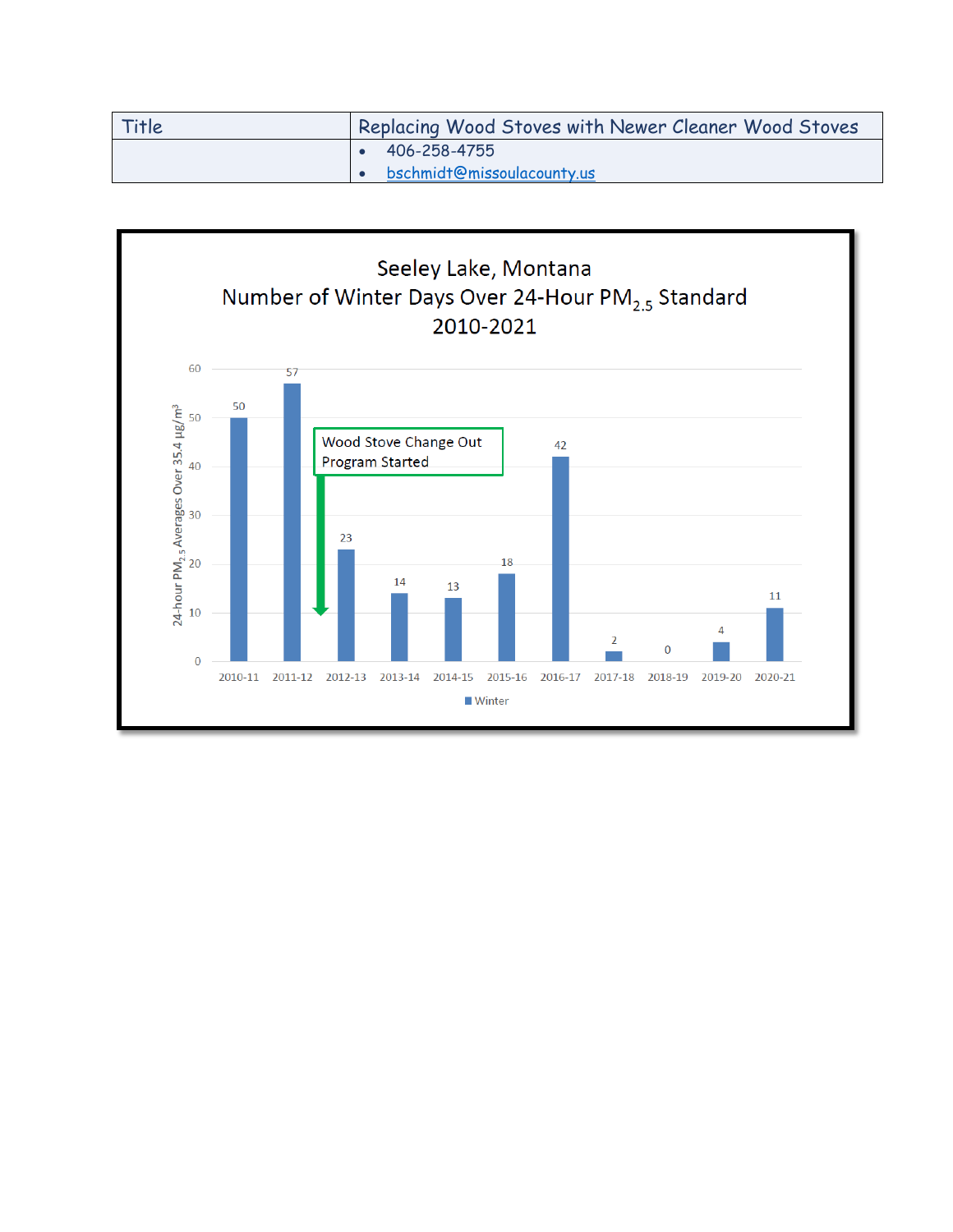| Title | Replacing Wood Stoves with Newer Cleaner Wood Stoves |
| --- | --- |
| | • 406-258-4755<br>• bschmidt@missoulacounty.us |

Seeley Lake, Montana
Number of Winter Days Over 24-Hour $PM_{2.5}$ Standard
2010-2021

24-hour $PM_{2.5}$ Averages Over 35.4 μg/m³

0
10
20
30
40
50
60

50
57
23
14
13
18
42
2
0
4
11

Wood Stove Change Out Program Started

2010-11
2011-12
2012-13
2013-14
2014-15
2015-16
2016-17
2017-18
2018-19
2019-20
2020-21

Winter